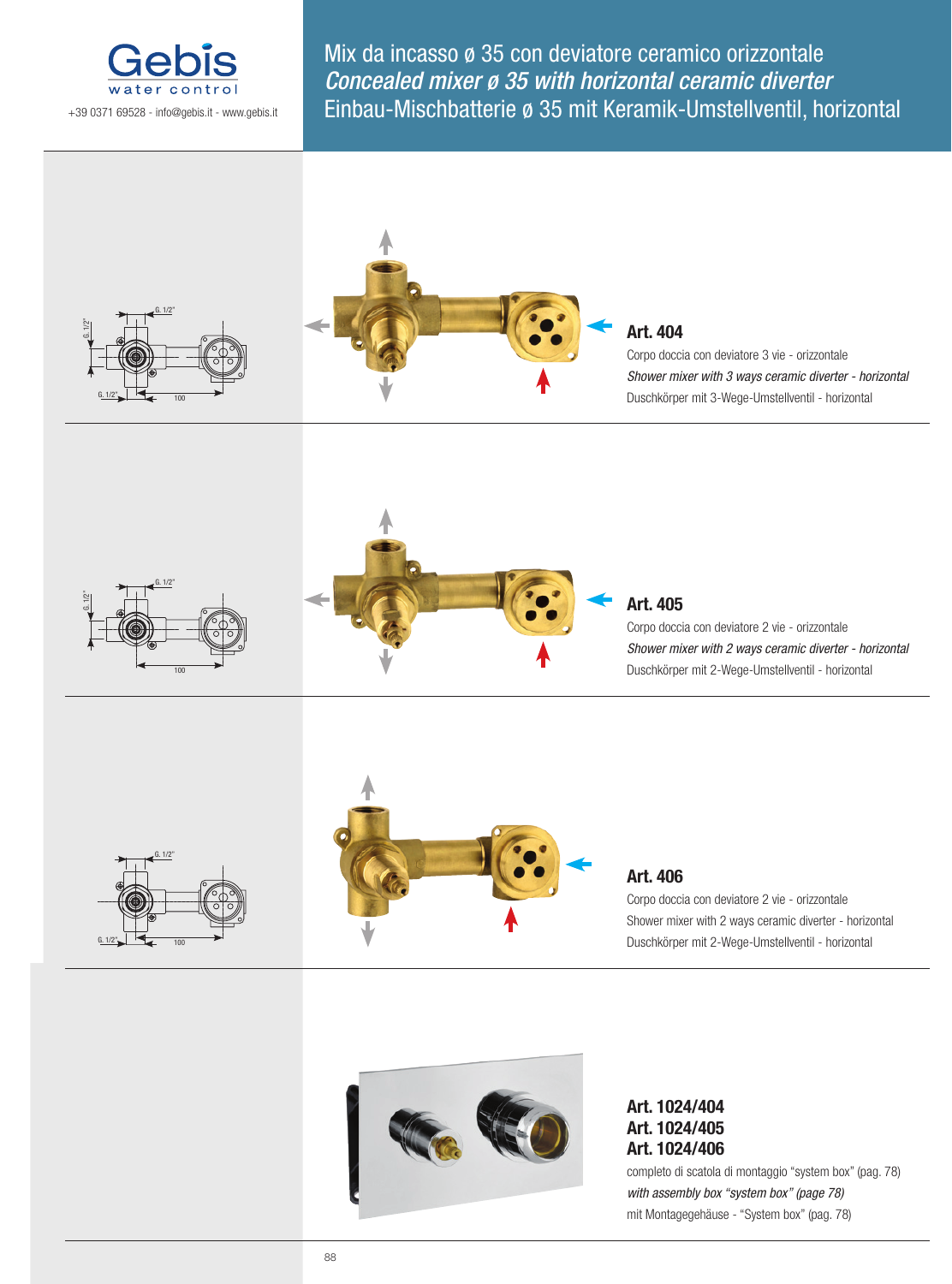Gebis
water control

+39 0371 69528 - info@gebis.it - www.gebis.it

# Mix da incasso ø 35 con deviatore ceramico orizzontale
# *Concealed mixer ø 35 with horizontal ceramic diverter*
# Einbau-Mischbatterie ø 35 mit Keramik-Umstellventil, horizontal

G. 1/2"
G. 1/2"
G. 1/2"
100

## Art. 404

Corpo doccia con deviatore 3 vie - orizzontale

*Shower mixer with 3 ways ceramic diverter - horizontal*

Duschkörper mit 3-Wege-Umstellventil - horizontal

G. 1/2"
G. 1/2"
100

## Art. 405

Corpo doccia con deviatore 2 vie - orizzontale

*Shower mixer with 2 ways ceramic diverter - horizontal*

Duschkörper mit 2-Wege-Umstellventil - horizontal

G. 1/2"
G. 1/2"
100

## Art. 406

Corpo doccia con deviatore 2 vie - orizzontale

Shower mixer with 2 ways ceramic diverter - horizontal

Duschkörper mit 2-Wege-Umstellventil - horizontal

## Art. 1024/404
## Art. 1024/405
## Art. 1024/406

completo di scatola di montaggio "system box" (pag. 78)

*with assembly box "system box" (page 78)*

mit Montagegehäuse - "System box" (pag. 78)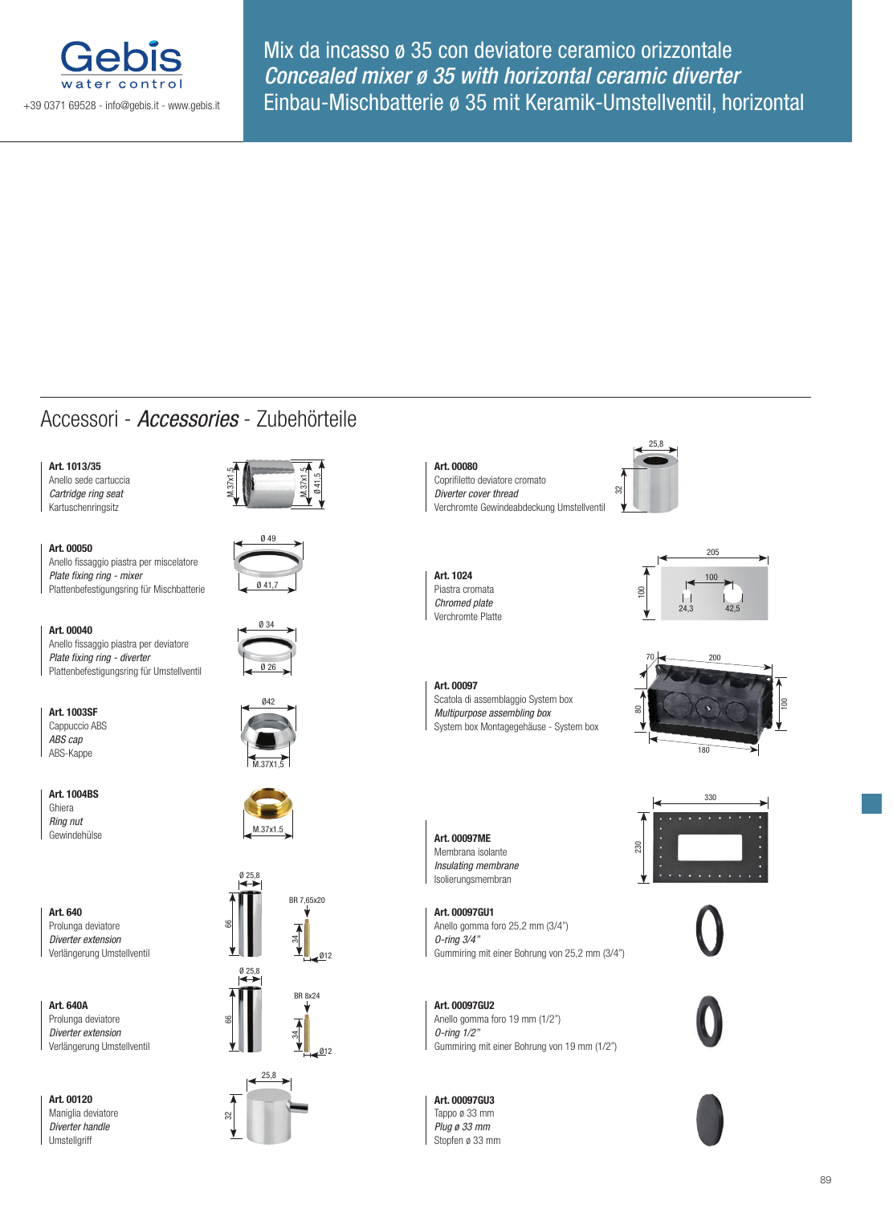# Mix da incasso ø 35 con deviatore ceramico orizzontale
# *Concealed mixer ø 35 with horizontal ceramic diverter*
# Einbau-Mischbatterie ø 35 mit Keramik-Umstellventil, horizontal

Gebis water control

+39 0371 69528 - info@gebis.it - www.gebis.it

## Accessori - *Accessories* - Zubehörteile

**Art. 1013/35**
Anello sede cartuccia
*Cartridge ring seat*
Kartuschenringsitz

M.37x1,5
M.37x1,5
Ø 41,5

**Art. 00050**
Anello fissaggio piastra per miscelatore
*Plate fixing ring - mixer*
Plattenbefestigungsring für Mischbatterie

Ø 49
Ø 41,7

**Art. 00040**
Anello fissaggio piastra per deviatore
*Plate fixing ring - diverter*
Plattenbefestigungsring für Umstellventil

Ø 34
Ø 26

**Art. 1003SF**
Cappuccio ABS
*ABS cap*
ABS-Kappe

Ø42
M.37X1,5

**Art. 1004BS**
Ghiera
*Ring nut*
Gewindehülse

M.37x1.5

**Art. 640**
Prolunga deviatore
*Diverter extension*
Verlängerung Umstellventil

Ø 25,8
66
BR 7,65x20
34
Ø12

**Art. 640A**
Prolunga deviatore
*Diverter extension*
Verlängerung Umstellventil

Ø 25,8
66
BR 8x24
34
Ø12

**Art. 00120**
Maniglia deviatore
*Diverter handle*
Umstellgriff

25,8
32

**Art. 00080**
Coprifiletto deviatore cromato
*Diverter cover thread*
Verchromte Gewindeabdeckung Umstellventil

25,8
32

**Art. 1024**
Piastra cromata
*Chromed plate*
Verchromte Platte

205
100
100
24,3
42,5

**Art. 00097**
Scatola di assemblaggio System box
*Multipurpose assembling box*
System box Montagegehäuse - System box

70
200
80
100
180

**Art. 00097ME**
Membrana isolante
*Insulating membrane*
Isolierungsmembran

330
230

**Art. 00097GU1**
Anello gomma foro 25,2 mm (3/4")
*O-ring 3/4"*
Gummiring mit einer Bohrung von 25,2 mm (3/4")

**Art. 00097GU2**
Anello gomma foro 19 mm (1/2")
*O-ring 1/2"*
Gummiring mit einer Bohrung von 19 mm (1/2")

**Art. 00097GU3**
Tappo ø 33 mm
*Plug ø 33 mm*
Stopfen ø 33 mm